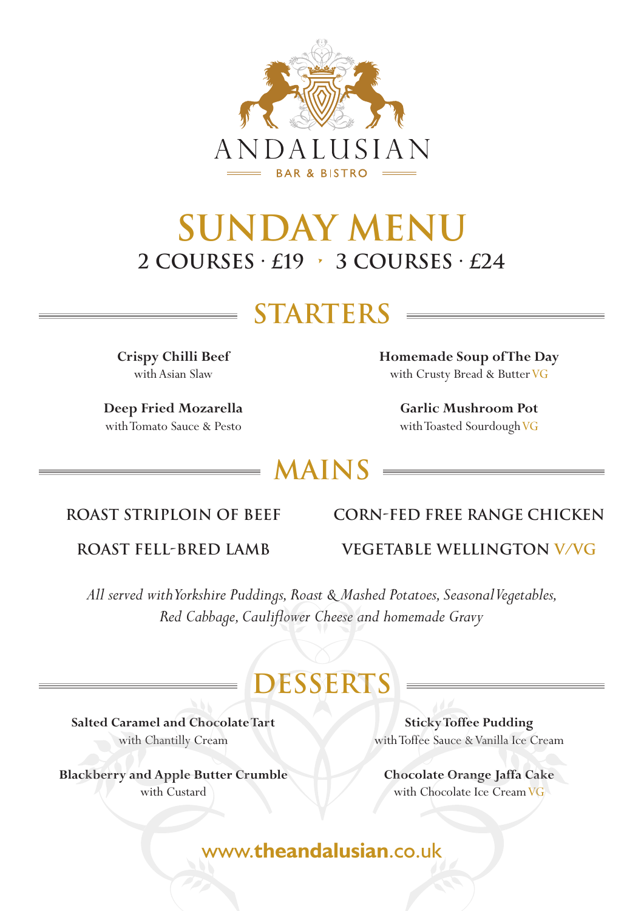# ANDALUSIAN

BAR & BISTRO

# SUNDAY MENU

**2 COURSES · £19 · 3 COURSES · £24**

## STARTERS

**Crispy Chilli Beef**
with Asian Slaw

**Deep Fried Mozarella**
with Tomato Sauce & Pesto

**Homemade Soup of The Day**
with Crusty Bread & Butter VG

**Garlic Mushroom Pot**
with Toasted Sourdough VG

## MAINS

**ROAST STRIPLOIN OF BEEF**

**ROAST FELL-BRED LAMB**

**CORN-FED FREE RANGE CHICKEN**

**VEGETABLE WELLINGTON V/VG**

*All served with Yorkshire Puddings, Roast & Mashed Potatoes, Seasonal Vegetables, Red Cabbage, Cauliflower Cheese and homemade Gravy*

## DESSERTS

**Salted Caramel and Chocolate Tart**
with Chantilly Cream

**Blackberry and Apple Butter Crumble**
with Custard

**Sticky Toffee Pudding**
with Toffee Sauce & Vanilla Ice Cream

**Chocolate Orange Jaffa Cake**
with Chocolate Ice Cream VG

www.theandalusian.co.uk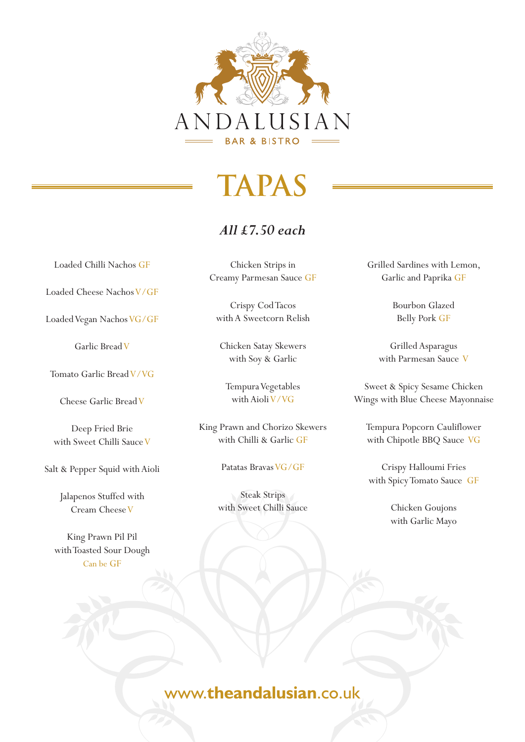ANDALUSIAN

BAR & BISTRO

# TAPAS

*All £7.50 each*

Loaded Chilli Nachos GF

Loaded Cheese Nachos V/GF

Loaded Vegan Nachos VG/GF

Garlic Bread V

Tomato Garlic Bread V/VG

Cheese Garlic Bread V

Deep Fried Brie with Sweet Chilli Sauce V

Salt & Pepper Squid with Aioli

Jalapenos Stuffed with Cream Cheese V

King Prawn Pil Pil with Toasted Sour Dough Can be GF

Chicken Strips in Creamy Parmesan Sauce GF

Crispy Cod Tacos with A Sweetcorn Relish

Chicken Satay Skewers with Soy & Garlic

Tempura Vegetables with Aioli V/VG

King Prawn and Chorizo Skewers with Chilli & Garlic GF

Patatas Bravas VG/GF

Steak Strips with Sweet Chilli Sauce

Grilled Sardines with Lemon, Garlic and Paprika GF

Bourbon Glazed Belly Pork GF

Grilled Asparagus with Parmesan Sauce V

Sweet & Spicy Sesame Chicken Wings with Blue Cheese Mayonnaise

Tempura Popcorn Cauliflower with Chipotle BBQ Sauce VG

Crispy Halloumi Fries with Spicy Tomato Sauce GF

Chicken Goujons with Garlic Mayo

www.theandalusian.co.uk